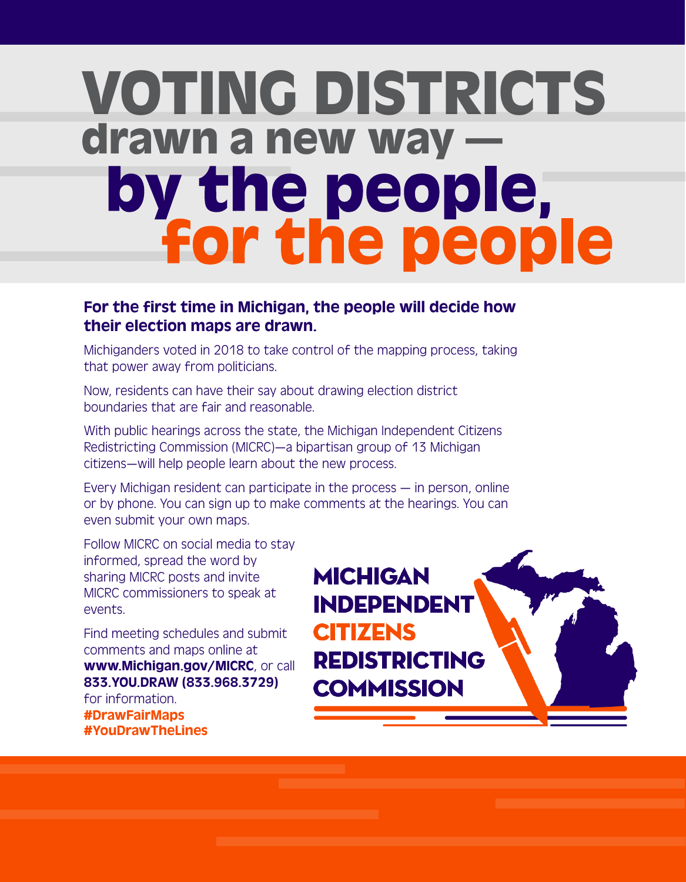# VOTING DISTRICTS drawn a new way — by the people, for the people

**For the first time in Michigan, the people will decide how their election maps are drawn.**

Michiganders voted in 2018 to take control of the mapping process, taking that power away from politicians.

Now, residents can have their say about drawing election district boundaries that are fair and reasonable.

With public hearings across the state, the Michigan Independent Citizens Redistricting Commission (MICRC)—a bipartisan group of 13 Michigan citizens—will help people learn about the new process.

Every Michigan resident can participate in the process — in person, online or by phone. You can sign up to make comments at the hearings. You can even submit your own maps.

Follow MICRC on social media to stay informed, spread the word by sharing MICRC posts and invite MICRC commissioners to speak at events.

Find meeting schedules and submit comments and maps online at **www.Michigan.gov/MICRC**, or call **833.YOU.DRAW (833.968.3729)** for information.

**#DrawFairMaps**
**#YouDrawTheLines**

**MICHIGAN INDEPENDENT CITIZENS REDISTRICTING COMMISSION**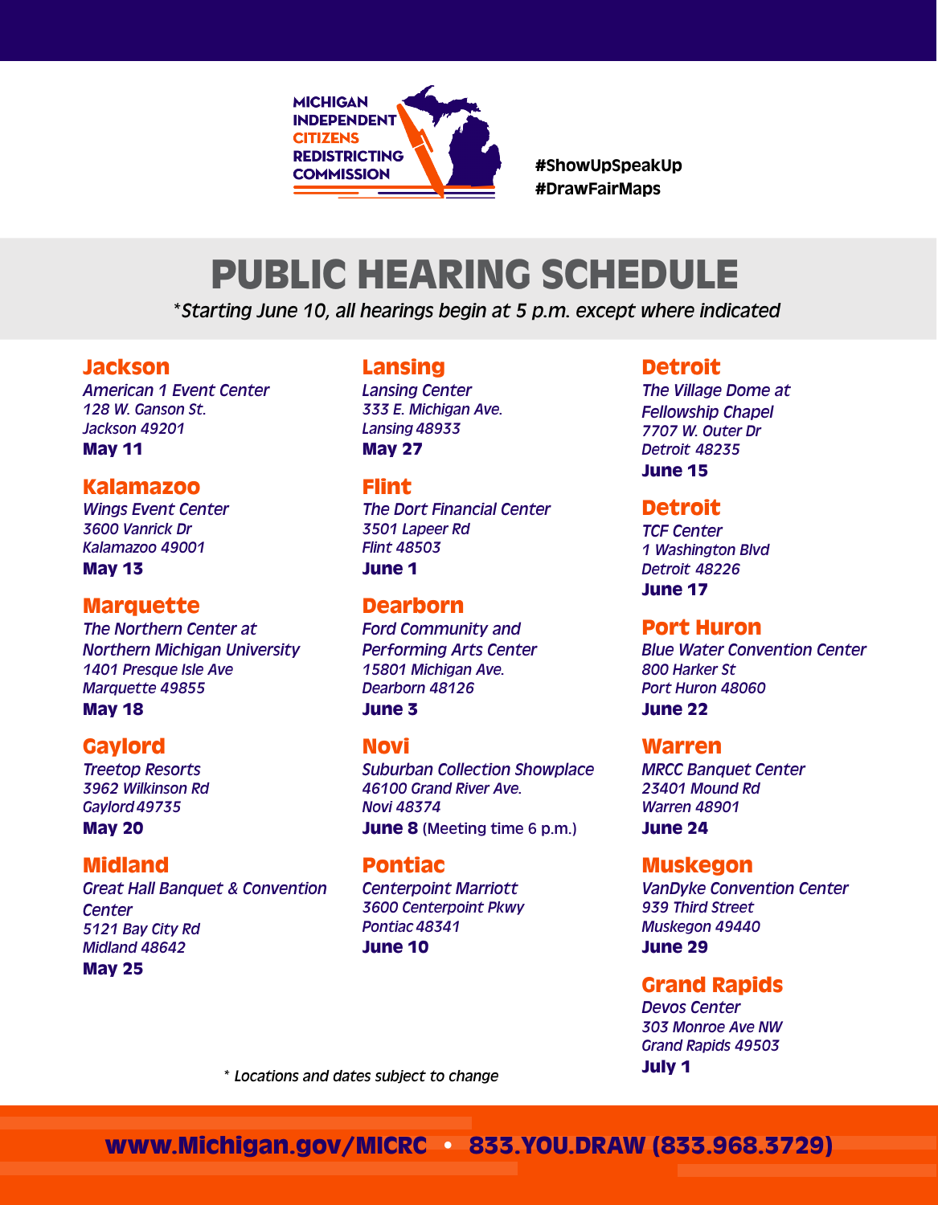MICHIGAN
INDEPENDENT
CITIZENS
REDISTRICTING
COMMISSION

#ShowUpSpeakUp
#DrawFairMaps

# PUBLIC HEARING SCHEDULE

*\*Starting June 10, all hearings begin at 5 p.m. except where indicated*

## Jackson
*American 1 Event Center*
*128 W. Ganson St.*
*Jackson 49201*
**May 11**

## Kalamazoo
*Wings Event Center*
*3600 Vanrick Dr*
*Kalamazoo 49001*
**May 13**

## Marquette
*The Northern Center at Northern Michigan University*
*1401 Presque Isle Ave*
*Marquette 49855*
**May 18**

## Gaylord
*Treetop Resorts*
*3962 Wilkinson Rd*
*Gaylord 49735*
**May 20**

## Midland
*Great Hall Banquet & Convention Center*
*5121 Bay City Rd*
*Midland 48642*
**May 25**

## Lansing
*Lansing Center*
*333 E. Michigan Ave.*
*Lansing 48933*
**May 27**

## Flint
*The Dort Financial Center*
*3501 Lapeer Rd*
*Flint 48503*
**June 1**

## Dearborn
*Ford Community and Performing Arts Center*
*15801 Michigan Ave.*
*Dearborn 48126*
**June 3**

## Novi
*Suburban Collection Showplace*
*46100 Grand River Ave.*
*Novi 48374*
**June 8** (Meeting time 6 p.m.)

## Pontiac
*Centerpoint Marriott*
*3600 Centerpoint Pkwy*
*Pontiac 48341*
**June 10**

## Detroit
*The Village Dome at Fellowship Chapel*
*7707 W. Outer Dr*
*Detroit 48235*
**June 15**

## Detroit
*TCF Center*
*1 Washington Blvd*
*Detroit 48226*
**June 17**

## Port Huron
*Blue Water Convention Center*
*800 Harker St*
*Port Huron 48060*
**June 22**

## Warren
*MRCC Banquet Center*
*23401 Mound Rd*
*Warren 48901*
**June 24**

## Muskegon
*VanDyke Convention Center*
*939 Third Street*
*Muskegon 49440*
**June 29**

## Grand Rapids
*Devos Center*
*303 Monroe Ave NW*
*Grand Rapids 49503*
**July 1**

*\* Locations and dates subject to change*

**www.Michigan.gov/MICRC • 833.YOU.DRAW (833.968.3729)**